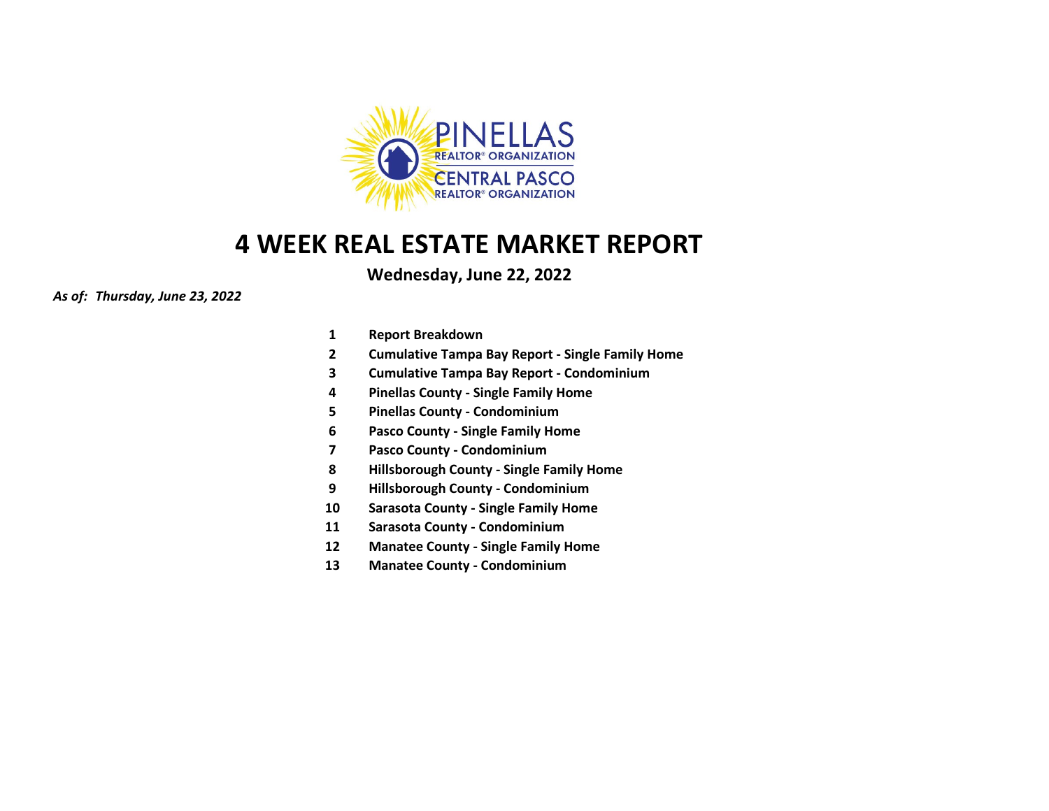PINELLAS REALTOR® ORGANIZATION
CENTRAL PASCO REALTOR® ORGANIZATION

# 4 WEEK REAL ESTATE MARKET REPORT

**Wednesday, June 22, 2022**

***As of: Thursday, June 23, 2022***

| | |
|---|---|
| **1** | **Report Breakdown** |
| **2** | **Cumulative Tampa Bay Report - Single Family Home** |
| **3** | **Cumulative Tampa Bay Report - Condominium** |
| **4** | **Pinellas County - Single Family Home** |
| **5** | **Pinellas County - Condominium** |
| **6** | **Pasco County - Single Family Home** |
| **7** | **Pasco County - Condominium** |
| **8** | **Hillsborough County - Single Family Home** |
| **9** | **Hillsborough County - Condominium** |
| **10** | **Sarasota County - Single Family Home** |
| **11** | **Sarasota County - Condominium** |
| **12** | **Manatee County - Single Family Home** |
| **13** | **Manatee County - Condominium** |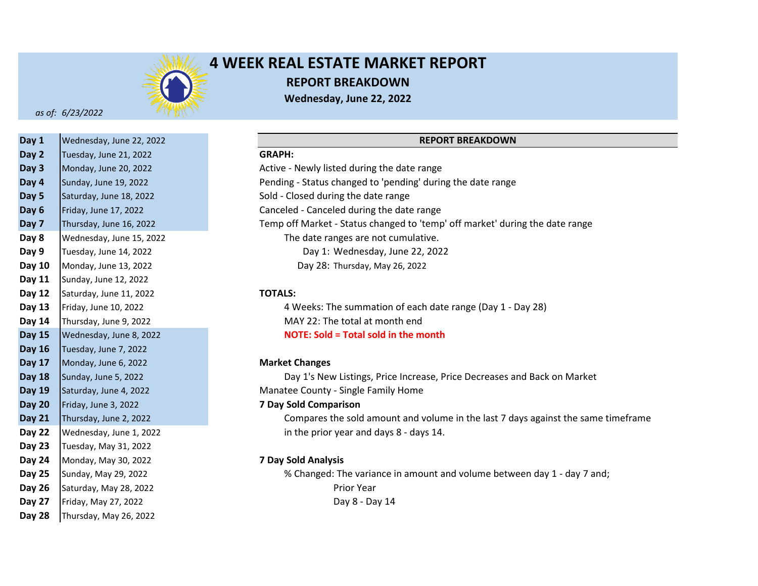# 4 WEEK REAL ESTATE MARKET REPORT

## REPORT BREAKDOWN

**Wednesday, June 22, 2022**

*as of: 6/23/2022*

| Day | Date |
|---|---|
| **Day 1** | Wednesday, June 22, 2022 |
| **Day 2** | Tuesday, June 21, 2022 |
| **Day 3** | Monday, June 20, 2022 |
| **Day 4** | Sunday, June 19, 2022 |
| **Day 5** | Saturday, June 18, 2022 |
| **Day 6** | Friday, June 17, 2022 |
| **Day 7** | Thursday, June 16, 2022 |
| **Day 8** | Wednesday, June 15, 2022 |
| **Day 9** | Tuesday, June 14, 2022 |
| **Day 10** | Monday, June 13, 2022 |
| **Day 11** | Sunday, June 12, 2022 |
| **Day 12** | Saturday, June 11, 2022 |
| **Day 13** | Friday, June 10, 2022 |
| **Day 14** | Thursday, June 9, 2022 |
| **Day 15** | Wednesday, June 8, 2022 |
| **Day 16** | Tuesday, June 7, 2022 |
| **Day 17** | Monday, June 6, 2022 |
| **Day 18** | Sunday, June 5, 2022 |
| **Day 19** | Saturday, June 4, 2022 |
| **Day 20** | Friday, June 3, 2022 |
| **Day 21** | Thursday, June 2, 2022 |
| **Day 22** | Wednesday, June 1, 2022 |
| **Day 23** | Tuesday, May 31, 2022 |
| **Day 24** | Monday, May 30, 2022 |
| **Day 25** | Sunday, May 29, 2022 |
| **Day 26** | Saturday, May 28, 2022 |
| **Day 27** | Friday, May 27, 2022 |
| **Day 28** | Thursday, May 26, 2022 |

### REPORT BREAKDOWN

**GRAPH:**

Active - Newly listed during the date range
Pending - Status changed to 'pending' during the date range
Sold - Closed during the date range
Canceled - Canceled during the date range
Temp off Market - Status changed to 'temp' off market' during the date range

The date ranges are not cumulative.
Day 1: Wednesday, June 22, 2022
Day 28: Thursday, May 26, 2022

**TOTALS:**

4 Weeks: The summation of each date range (Day 1 - Day 28)
MAY 22: The total at month end
**NOTE: Sold = Total sold in the month**

**Market Changes**

Day 1's New Listings, Price Increase, Price Decreases and Back on Market
Manatee County - Single Family Home

**7 Day Sold Comparison**

Compares the sold amount and volume in the last 7 days against the same timeframe in the prior year and days 8 - days 14.

**7 Day Sold Analysis**

% Changed: The variance in amount and volume between day 1 - day 7 and;
Prior Year
Day 8 - Day 14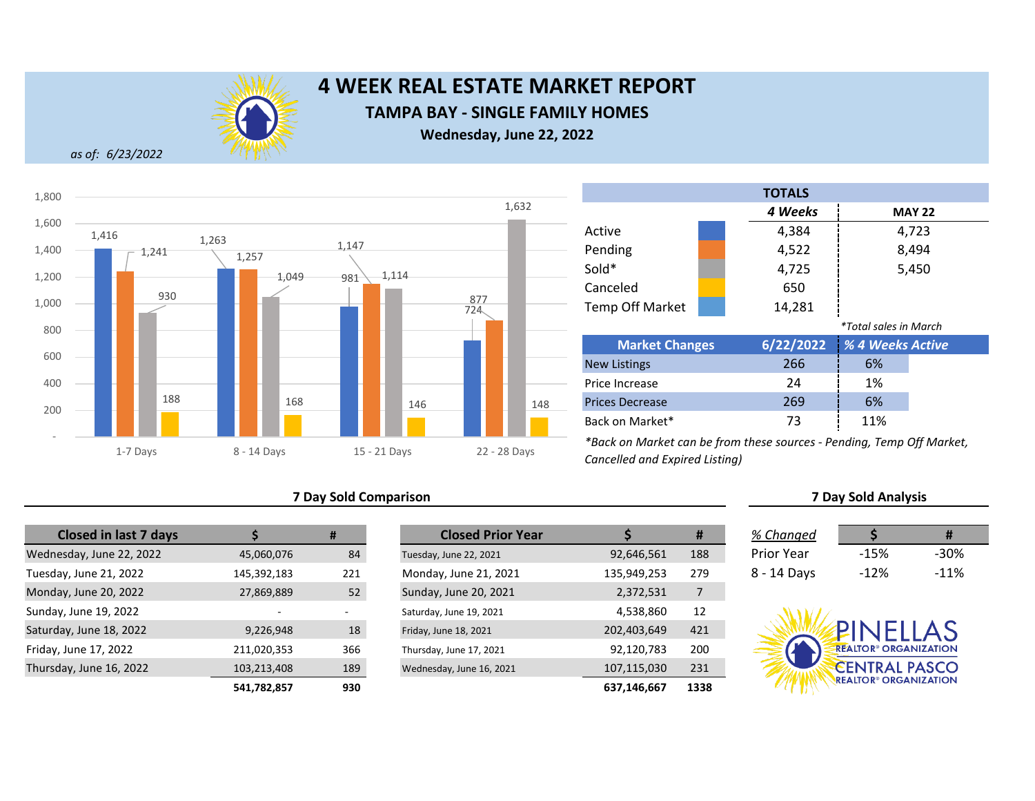# 4 WEEK REAL ESTATE MARKET REPORT

## TAMPA BAY - SINGLE FAMILY HOMES

**Wednesday, June 22, 2022**

*as of: 6/23/2022*

| | Active | Pending | Sold | Canceled |
|---|---|---|---|---|
| 1-7 Days | 1,416 | 1,241 | 930 | 188 |
| 8 - 14 Days | 1,263 | 1,257 | 1,049 | 168 |
| 15 - 21 Days | 981 | 1,147 | 1,114 | 146 |
| 22 - 28 Days | 724 | 877 | 1,632 | 148 |

| TOTALS | 4 Weeks | MAY 22 |
|---|---|---|
| Active | 4,384 | 4,723 |
| Pending | 4,522 | 8,494 |
| Sold* | 4,725 | 5,450 |
| Canceled | 650 | |
| Temp Off Market | 14,281 | |

*Total sales in March

| Market Changes | 6/22/2022 | % 4 Weeks Active |
|---|---|---|
| New Listings | 266 | 6% |
| Price Increase | 24 | 1% |
| Prices Decrease | 269 | 6% |
| Back on Market* | 73 | 11% |

*Back on Market can be from these sources - Pending, Temp Off Market, Cancelled and Expired Listing)

### 7 Day Sold Comparison

| Closed in last 7 days | $ | # |
|---|---|---|
| Wednesday, June 22, 2022 | 45,060,076 | 84 |
| Tuesday, June 21, 2022 | 145,392,183 | 221 |
| Monday, June 20, 2022 | 27,869,889 | 52 |
| Sunday, June 19, 2022 | - | - |
| Saturday, June 18, 2022 | 9,226,948 | 18 |
| Friday, June 17, 2022 | 211,020,353 | 366 |
| Thursday, June 16, 2022 | 103,213,408 | 189 |
| | **541,782,857** | **930** |

| Closed Prior Year | $ | # |
|---|---|---|
| Tuesday, June 22, 2021 | 92,646,561 | 188 |
| Monday, June 21, 2021 | 135,949,253 | 279 |
| Sunday, June 20, 2021 | 2,372,531 | 7 |
| Saturday, June 19, 2021 | 4,538,860 | 12 |
| Friday, June 18, 2021 | 202,403,649 | 421 |
| Thursday, June 17, 2021 | 92,120,783 | 200 |
| Wednesday, June 16, 2021 | 107,115,030 | 231 |
| | **637,146,667** | **1338** |

### 7 Day Sold Analysis

| % Changed | $ | # |
|---|---|---|
| Prior Year | -15% | -30% |
| 8 - 14 Days | -12% | -11% |

PINELLAS REALTOR® ORGANIZATION
CENTRAL PASCO REALTOR® ORGANIZATION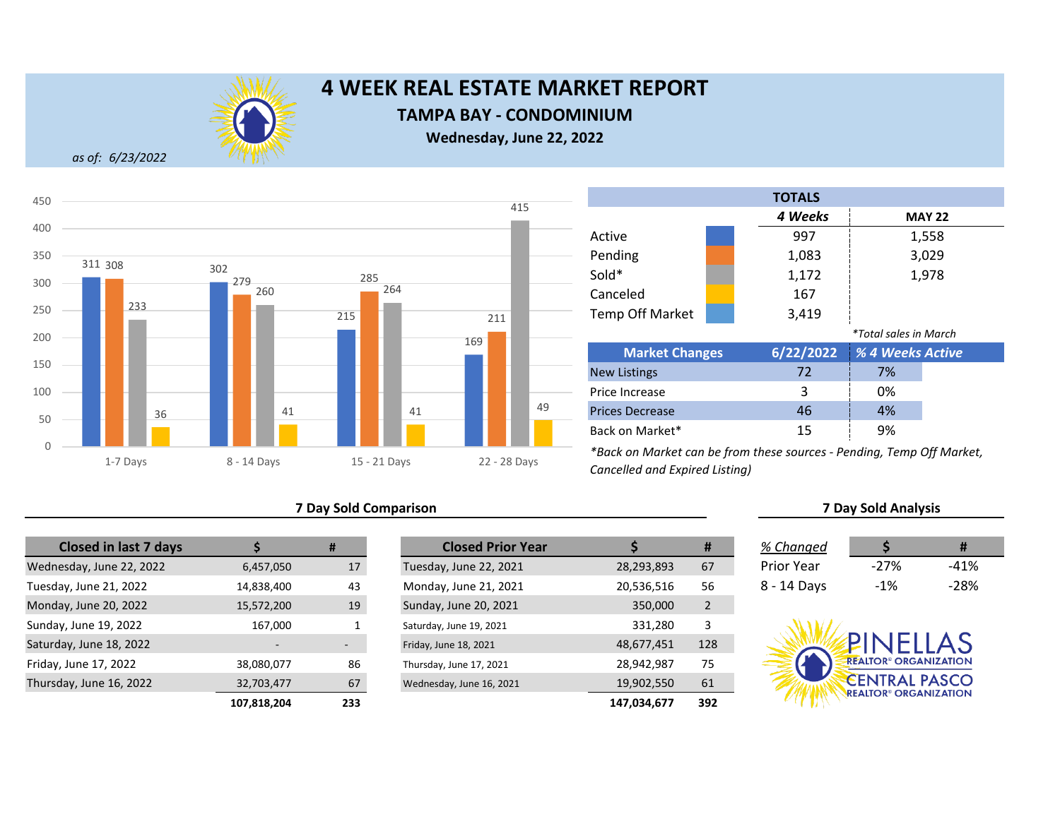# 4 WEEK REAL ESTATE MARKET REPORT

## TAMPA BAY - CONDOMINIUM

**Wednesday, June 22, 2022**

*as of: 6/23/2022*

| | 1-7 Days | 8 - 14 Days | 15 - 21 Days | 22 - 28 Days |
|---|---|---|---|---|
| Active | 311 | 302 | 215 | 169 |
| Pending | 308 | 279 | 285 | 211 |
| Sold | 233 | 260 | 264 | 415 |
| Canceled | 36 | 41 | 41 | 49 |

| TOTALS | 4 Weeks | MAY 22 |
|---|---|---|
| Active | 997 | 1,558 |
| Pending | 1,083 | 3,029 |
| Sold* | 1,172 | 1,978 |
| Canceled | 167 | |
| Temp Off Market | 3,419 | |

*\*Total sales in March*

| Market Changes | 6/22/2022 | % 4 Weeks Active |
|---|---|---|
| New Listings | 72 | 7% |
| Price Increase | 3 | 0% |
| Prices Decrease | 46 | 4% |
| Back on Market* | 15 | 9% |

*\*Back on Market can be from these sources - Pending, Temp Off Market, Cancelled and Expired Listing)*

### 7 Day Sold Comparison

| Closed in last 7 days | $ | # |
|---|---|---|
| Wednesday, June 22, 2022 | 6,457,050 | 17 |
| Tuesday, June 21, 2022 | 14,838,400 | 43 |
| Monday, June 20, 2022 | 15,572,200 | 19 |
| Sunday, June 19, 2022 | 167,000 | 1 |
| Saturday, June 18, 2022 | - | - |
| Friday, June 17, 2022 | 38,080,077 | 86 |
| Thursday, June 16, 2022 | 32,703,477 | 67 |
| | **107,818,204** | **233** |

| Closed Prior Year | $ | # |
|---|---|---|
| Tuesday, June 22, 2021 | 28,293,893 | 67 |
| Monday, June 21, 2021 | 20,536,516 | 56 |
| Sunday, June 20, 2021 | 350,000 | 2 |
| Saturday, June 19, 2021 | 331,280 | 3 |
| Friday, June 18, 2021 | 48,677,451 | 128 |
| Thursday, June 17, 2021 | 28,942,987 | 75 |
| Wednesday, June 16, 2021 | 19,902,550 | 61 |
| | **147,034,677** | **392** |

### 7 Day Sold Analysis

| *% Changed* | $ | # |
|---|---|---|
| Prior Year | -27% | -41% |
| 8 - 14 Days | -1% | -28% |

PINELLAS REALTOR® ORGANIZATION
CENTRAL PASCO REALTOR® ORGANIZATION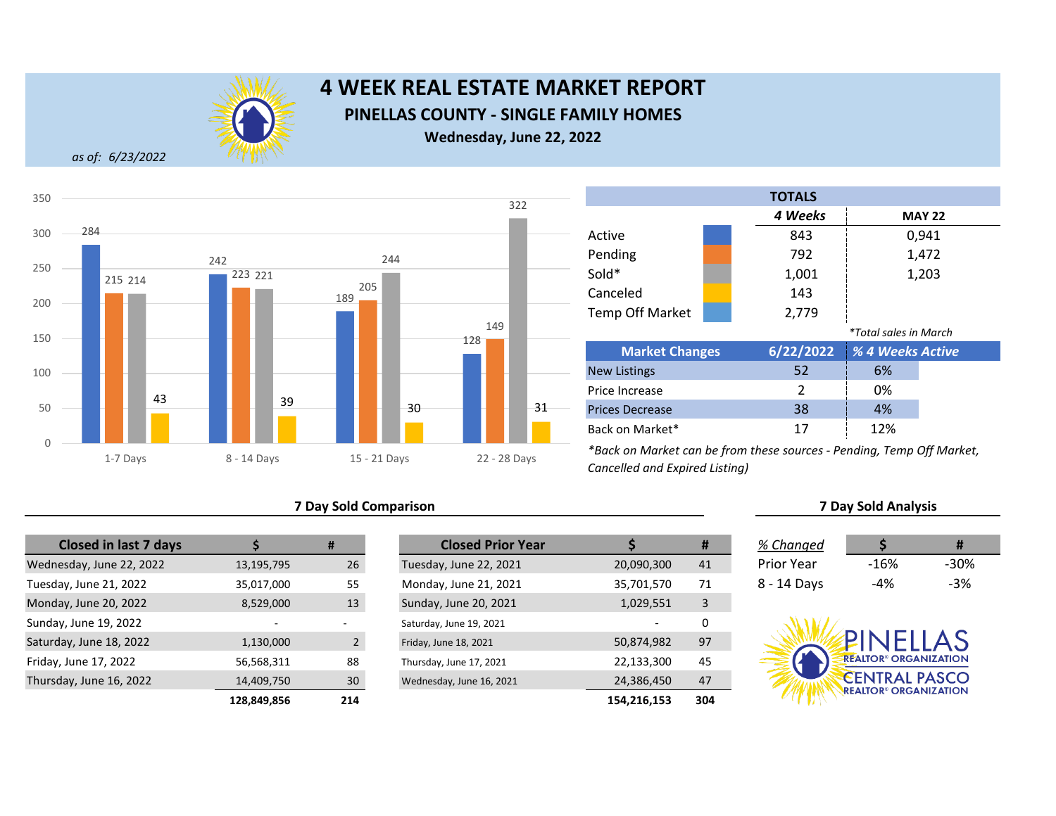# 4 WEEK REAL ESTATE MARKET REPORT

## PINELLAS COUNTY - SINGLE FAMILY HOMES

**Wednesday, June 22, 2022**

*as of: 6/23/2022*

| | Active | Pending | Sold | Canceled |
|---|---|---|---|---|
| 1-7 Days | 284 | 215 | 214 | 43 |
| 8 - 14 Days | 242 | 223 | 221 | 39 |
| 15 - 21 Days | 189 | 205 | 244 | 30 |
| 22 - 28 Days | 128 | 149 | 322 | 31 |

| TOTALS | 4 Weeks | MAY 22 |
|---|---|---|
| Active | 843 | 0,941 |
| Pending | 792 | 1,472 |
| Sold* | 1,001 | 1,203 |
| Canceled | 143 | |
| Temp Off Market | 2,779 | |

*\*Total sales in March*

| Market Changes | 6/22/2022 | % 4 Weeks Active |
|---|---|---|
| New Listings | 52 | 6% |
| Price Increase | 2 | 0% |
| Prices Decrease | 38 | 4% |
| Back on Market* | 17 | 12% |

*\*Back on Market can be from these sources - Pending, Temp Off Market, Cancelled and Expired Listing)*

### 7 Day Sold Comparison

| Closed in last 7 days | $ | # |
|---|---|---|
| Wednesday, June 22, 2022 | 13,195,795 | 26 |
| Tuesday, June 21, 2022 | 35,017,000 | 55 |
| Monday, June 20, 2022 | 8,529,000 | 13 |
| Sunday, June 19, 2022 | - | - |
| Saturday, June 18, 2022 | 1,130,000 | 2 |
| Friday, June 17, 2022 | 56,568,311 | 88 |
| Thursday, June 16, 2022 | 14,409,750 | 30 |
| | **128,849,856** | **214** |

| Closed Prior Year | $ | # |
|---|---|---|
| Tuesday, June 22, 2021 | 20,090,300 | 41 |
| Monday, June 21, 2021 | 35,701,570 | 71 |
| Sunday, June 20, 2021 | 1,029,551 | 3 |
| Saturday, June 19, 2021 | - | 0 |
| Friday, June 18, 2021 | 50,874,982 | 97 |
| Thursday, June 17, 2021 | 22,133,300 | 45 |
| Wednesday, June 16, 2021 | 24,386,450 | 47 |
| | **154,216,153** | **304** |

### 7 Day Sold Analysis

| % Changed | $ | # |
|---|---|---|
| Prior Year | -16% | -30% |
| 8 - 14 Days | -4% | -3% |

PINELLAS REALTOR® ORGANIZATION
CENTRAL PASCO REALTOR® ORGANIZATION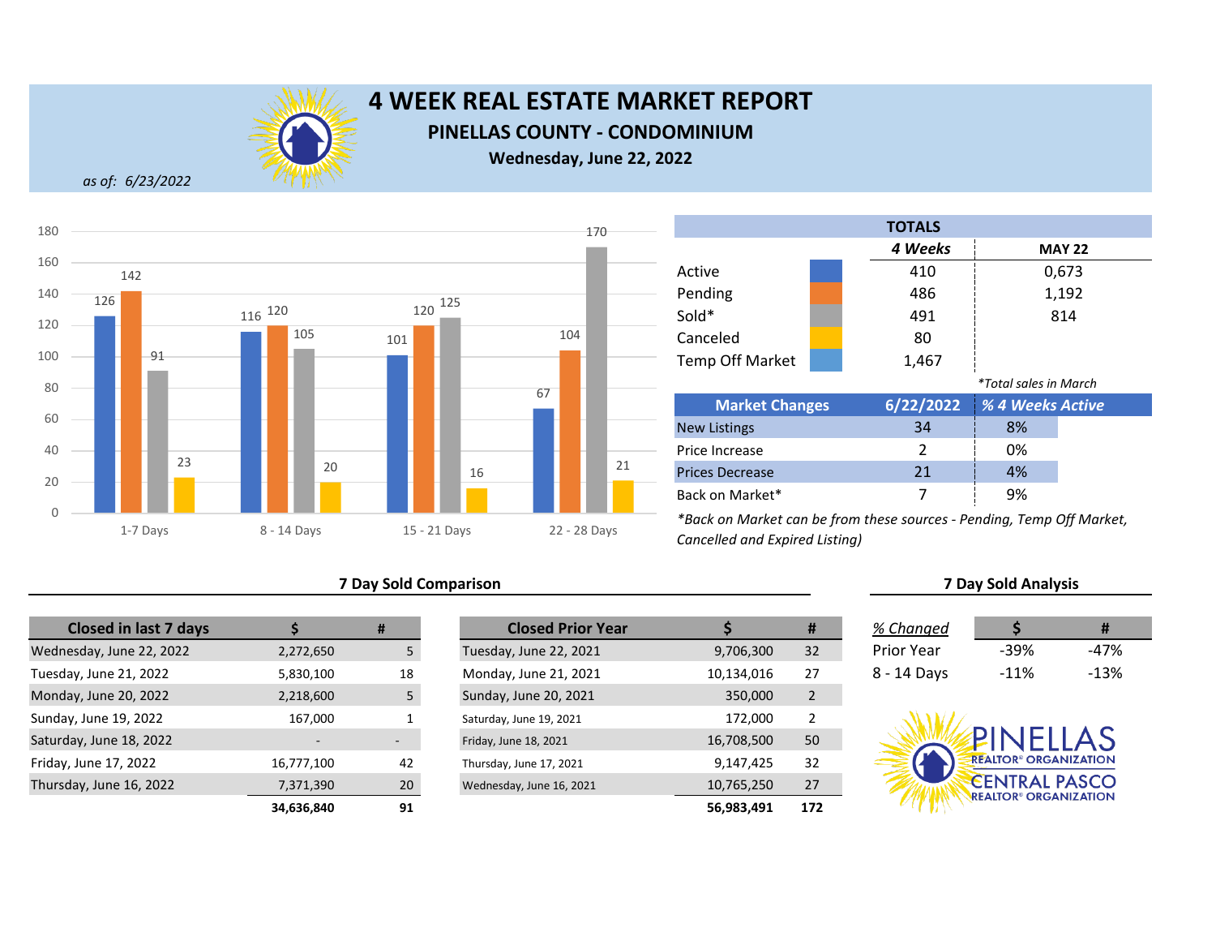# 4 WEEK REAL ESTATE MARKET REPORT

## PINELLAS COUNTY - CONDOMINIUM

**Wednesday, June 22, 2022**

*as of: 6/23/2022*

| | 1-7 Days | 8 - 14 Days | 15 - 21 Days | 22 - 28 Days |
|---|---|---|---|---|
| Active | 126 | 116 | 101 | 67 |
| Pending | 142 | 120 | 120 | 104 |
| Sold | 91 | 105 | 125 | 170 |
| Canceled | 23 | 20 | 16 | 21 |

| TOTALS | 4 Weeks | MAY 22 |
|---|---|---|
| Active | 410 | 0,673 |
| Pending | 486 | 1,192 |
| Sold* | 491 | 814 |
| Canceled | 80 | |
| Temp Off Market | 1,467 | |

*Total sales in March

| Market Changes | 6/22/2022 | % 4 Weeks Active |
|---|---|---|
| New Listings | 34 | 8% |
| Price Increase | 2 | 0% |
| Prices Decrease | 21 | 4% |
| Back on Market* | 7 | 9% |

*Back on Market can be from these sources - Pending, Temp Off Market, Cancelled and Expired Listing)*

### 7 Day Sold Comparison

| Closed in last 7 days | $ | # |
|---|---|---|
| Wednesday, June 22, 2022 | 2,272,650 | 5 |
| Tuesday, June 21, 2022 | 5,830,100 | 18 |
| Monday, June 20, 2022 | 2,218,600 | 5 |
| Sunday, June 19, 2022 | 167,000 | 1 |
| Saturday, June 18, 2022 | - | - |
| Friday, June 17, 2022 | 16,777,100 | 42 |
| Thursday, June 16, 2022 | 7,371,390 | 20 |
| | **34,636,840** | **91** |

| Closed Prior Year | $ | # |
|---|---|---|
| Tuesday, June 22, 2021 | 9,706,300 | 32 |
| Monday, June 21, 2021 | 10,134,016 | 27 |
| Sunday, June 20, 2021 | 350,000 | 2 |
| Saturday, June 19, 2021 | 172,000 | 2 |
| Friday, June 18, 2021 | 16,708,500 | 50 |
| Thursday, June 17, 2021 | 9,147,425 | 32 |
| Wednesday, June 16, 2021 | 10,765,250 | 27 |
| | **56,983,491** | **172** |

### 7 Day Sold Analysis

| % Changed | $ | # |
|---|---|---|
| Prior Year | -39% | -47% |
| 8 - 14 Days | -11% | -13% |

PINELLAS REALTOR® ORGANIZATION
CENTRAL PASCO REALTOR® ORGANIZATION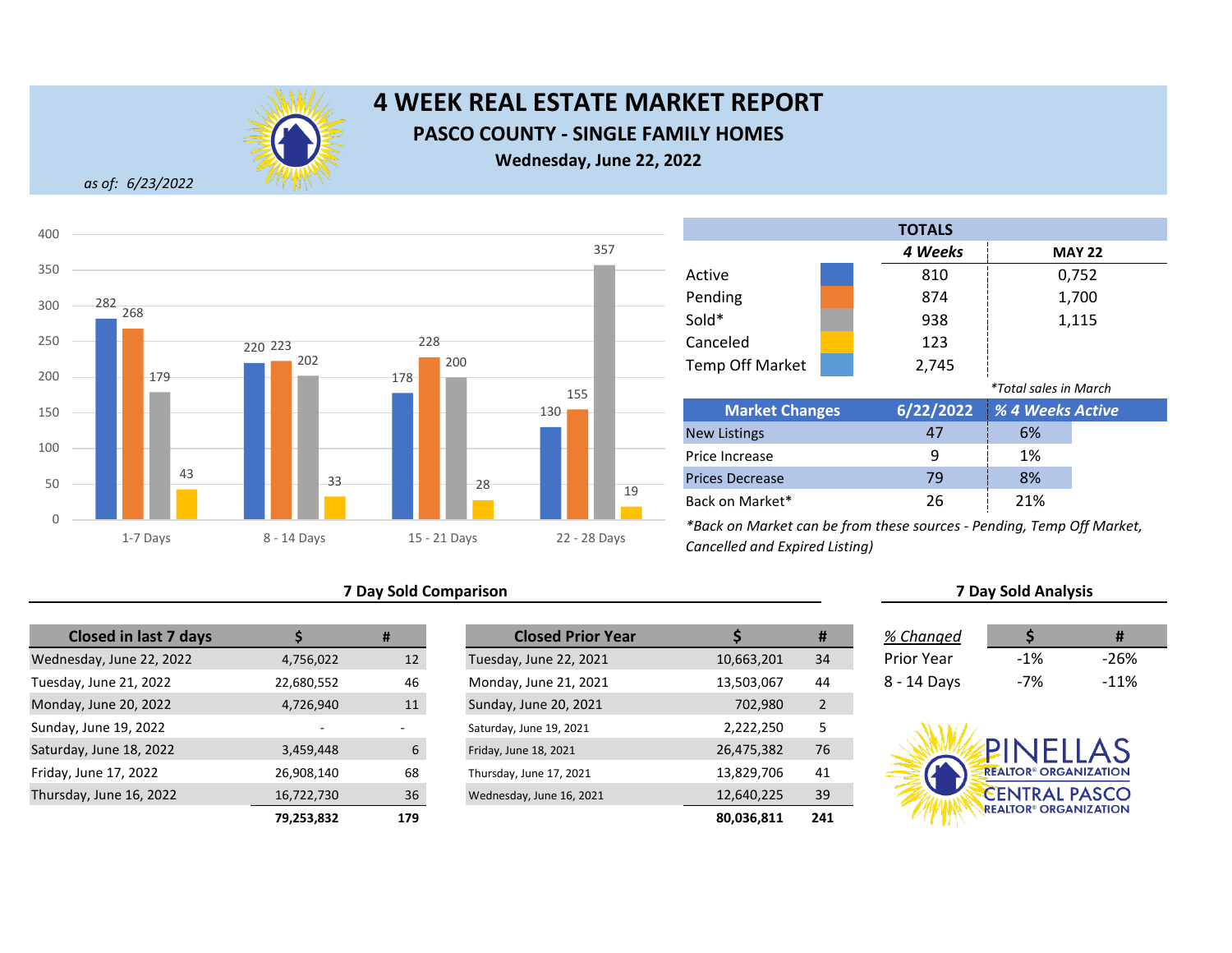# 4 WEEK REAL ESTATE MARKET REPORT

## PASCO COUNTY - SINGLE FAMILY HOMES

**Wednesday, June 22, 2022**

*as of: 6/23/2022*

| | Active | Pending | Sold | Canceled |
|---|---|---|---|---|
| 1-7 Days | 282 | 268 | 179 | 43 |
| 8 - 14 Days | 220 | 223 | 202 | 33 |
| 15 - 21 Days | 178 | 228 | 200 | 28 |
| 22 - 28 Days | 130 | 155 | 357 | 19 |

| TOTALS | 4 Weeks | MAY 22 |
|---|---|---|
| Active | 810 | 0,752 |
| Pending | 874 | 1,700 |
| Sold* | 938 | 1,115 |
| Canceled | 123 | |
| Temp Off Market | 2,745 | |

*\*Total sales in March*

| Market Changes | 6/22/2022 | % 4 Weeks Active |
|---|---|---|
| New Listings | 47 | 6% |
| Price Increase | 9 | 1% |
| Prices Decrease | 79 | 8% |
| Back on Market* | 26 | 21% |

*\*Back on Market can be from these sources - Pending, Temp Off Market, Cancelled and Expired Listing)*

### 7 Day Sold Comparison

| Closed in last 7 days | $ | # |
|---|---|---|
| Wednesday, June 22, 2022 | 4,756,022 | 12 |
| Tuesday, June 21, 2022 | 22,680,552 | 46 |
| Monday, June 20, 2022 | 4,726,940 | 11 |
| Sunday, June 19, 2022 | - | - |
| Saturday, June 18, 2022 | 3,459,448 | 6 |
| Friday, June 17, 2022 | 26,908,140 | 68 |
| Thursday, June 16, 2022 | 16,722,730 | 36 |
| | **79,253,832** | **179** |

| Closed Prior Year | $ | # |
|---|---|---|
| Tuesday, June 22, 2021 | 10,663,201 | 34 |
| Monday, June 21, 2021 | 13,503,067 | 44 |
| Sunday, June 20, 2021 | 702,980 | 2 |
| Saturday, June 19, 2021 | 2,222,250 | 5 |
| Friday, June 18, 2021 | 26,475,382 | 76 |
| Thursday, June 17, 2021 | 13,829,706 | 41 |
| Wednesday, June 16, 2021 | 12,640,225 | 39 |
| | **80,036,811** | **241** |

### 7 Day Sold Analysis

| % Changed | $ | # |
|---|---|---|
| Prior Year | -1% | -26% |
| 8 - 14 Days | -7% | -11% |

PINELLAS REALTOR® ORGANIZATION
CENTRAL PASCO REALTOR® ORGANIZATION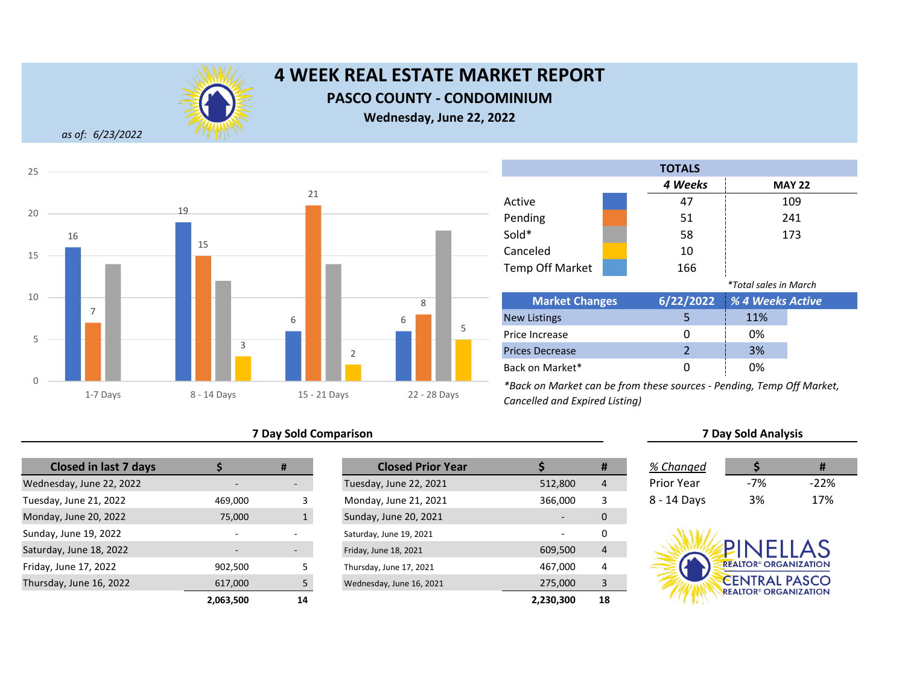# 4 WEEK REAL ESTATE MARKET REPORT

## PASCO COUNTY - CONDOMINIUM

**Wednesday, June 22, 2022**

*as of: 6/23/2022*

| | Active | Pending | Sold | Canceled |
|---|---|---|---|---|
| 1-7 Days | 16 | 7 | 14 | |
| 8 - 14 Days | 19 | 15 | 12 | 3 |
| 15 - 21 Days | 6 | 21 | 14 | 2 |
| 22 - 28 Days | 6 | 8 | 18 | 5 |

| TOTALS | 4 Weeks | MAY 22 |
|---|---|---|
| Active | 47 | 109 |
| Pending | 51 | 241 |
| Sold* | 58 | 173 |
| Canceled | 10 | |
| Temp Off Market | 166 | |

*Total sales in March

| Market Changes | 6/22/2022 | % 4 Weeks Active |
|---|---|---|
| New Listings | 5 | 11% |
| Price Increase | 0 | 0% |
| Prices Decrease | 2 | 3% |
| Back on Market* | 0 | 0% |

*Back on Market can be from these sources - Pending, Temp Off Market, Cancelled and Expired Listing)

### 7 Day Sold Comparison

| Closed in last 7 days | $ | # |
|---|---|---|
| Wednesday, June 22, 2022 | - | - |
| Tuesday, June 21, 2022 | 469,000 | 3 |
| Monday, June 20, 2022 | 75,000 | 1 |
| Sunday, June 19, 2022 | - | - |
| Saturday, June 18, 2022 | - | - |
| Friday, June 17, 2022 | 902,500 | 5 |
| Thursday, June 16, 2022 | 617,000 | 5 |
| | **2,063,500** | **14** |

| Closed Prior Year | $ | # |
|---|---|---|
| Tuesday, June 22, 2021 | 512,800 | 4 |
| Monday, June 21, 2021 | 366,000 | 3 |
| Sunday, June 20, 2021 | - | 0 |
| Saturday, June 19, 2021 | - | 0 |
| Friday, June 18, 2021 | 609,500 | 4 |
| Thursday, June 17, 2021 | 467,000 | 4 |
| Wednesday, June 16, 2021 | 275,000 | 3 |
| | **2,230,300** | **18** |

### 7 Day Sold Analysis

| % Changed | $ | # |
|---|---|---|
| Prior Year | -7% | -22% |
| 8 - 14 Days | 3% | 17% |

PINELLAS REALTOR® ORGANIZATION
CENTRAL PASCO REALTOR® ORGANIZATION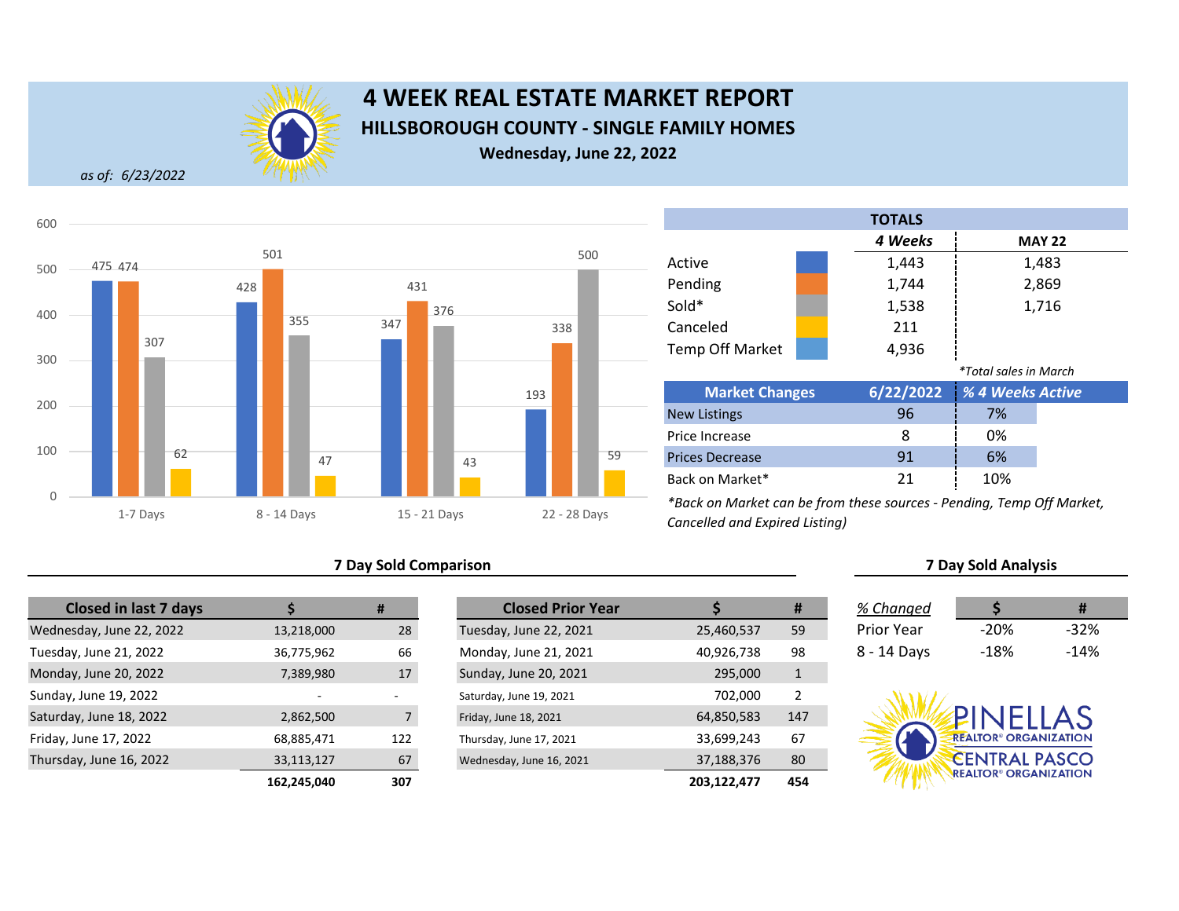# 4 WEEK REAL ESTATE MARKET REPORT

## HILLSBOROUGH COUNTY - SINGLE FAMILY HOMES

**Wednesday, June 22, 2022**

*as of: 6/23/2022*

| | Active | Pending | Sold | Canceled |
|---|---|---|---|---|
| 1-7 Days | 475 | 474 | 307 | 62 |
| 8 - 14 Days | 428 | 501 | 355 | 47 |
| 15 - 21 Days | 347 | 431 | 376 | 43 |
| 22 - 28 Days | 193 | 338 | 500 | 59 |

| TOTALS | 4 Weeks | MAY 22 |
|---|---|---|
| Active | 1,443 | 1,483 |
| Pending | 1,744 | 2,869 |
| Sold* | 1,538 | 1,716 |
| Canceled | 211 | |
| Temp Off Market | 4,936 | |

*Total sales in March

| Market Changes | 6/22/2022 | % 4 Weeks Active |
|---|---|---|
| New Listings | 96 | 7% |
| Price Increase | 8 | 0% |
| Prices Decrease | 91 | 6% |
| Back on Market* | 21 | 10% |

*Back on Market can be from these sources - Pending, Temp Off Market, Cancelled and Expired Listing)

### 7 Day Sold Comparison

| Closed in last 7 days | $ | # |
|---|---|---|
| Wednesday, June 22, 2022 | 13,218,000 | 28 |
| Tuesday, June 21, 2022 | 36,775,962 | 66 |
| Monday, June 20, 2022 | 7,389,980 | 17 |
| Sunday, June 19, 2022 | - | - |
| Saturday, June 18, 2022 | 2,862,500 | 7 |
| Friday, June 17, 2022 | 68,885,471 | 122 |
| Thursday, June 16, 2022 | 33,113,127 | 67 |
| | **162,245,040** | **307** |

| Closed Prior Year | $ | # |
|---|---|---|
| Tuesday, June 22, 2021 | 25,460,537 | 59 |
| Monday, June 21, 2021 | 40,926,738 | 98 |
| Sunday, June 20, 2021 | 295,000 | 1 |
| Saturday, June 19, 2021 | 702,000 | 2 |
| Friday, June 18, 2021 | 64,850,583 | 147 |
| Thursday, June 17, 2021 | 33,699,243 | 67 |
| Wednesday, June 16, 2021 | 37,188,376 | 80 |
| | **203,122,477** | **454** |

### 7 Day Sold Analysis

| % Changed | $ | # |
|---|---|---|
| Prior Year | -20% | -32% |
| 8 - 14 Days | -18% | -14% |

PINELLAS REALTOR® ORGANIZATION
CENTRAL PASCO REALTOR® ORGANIZATION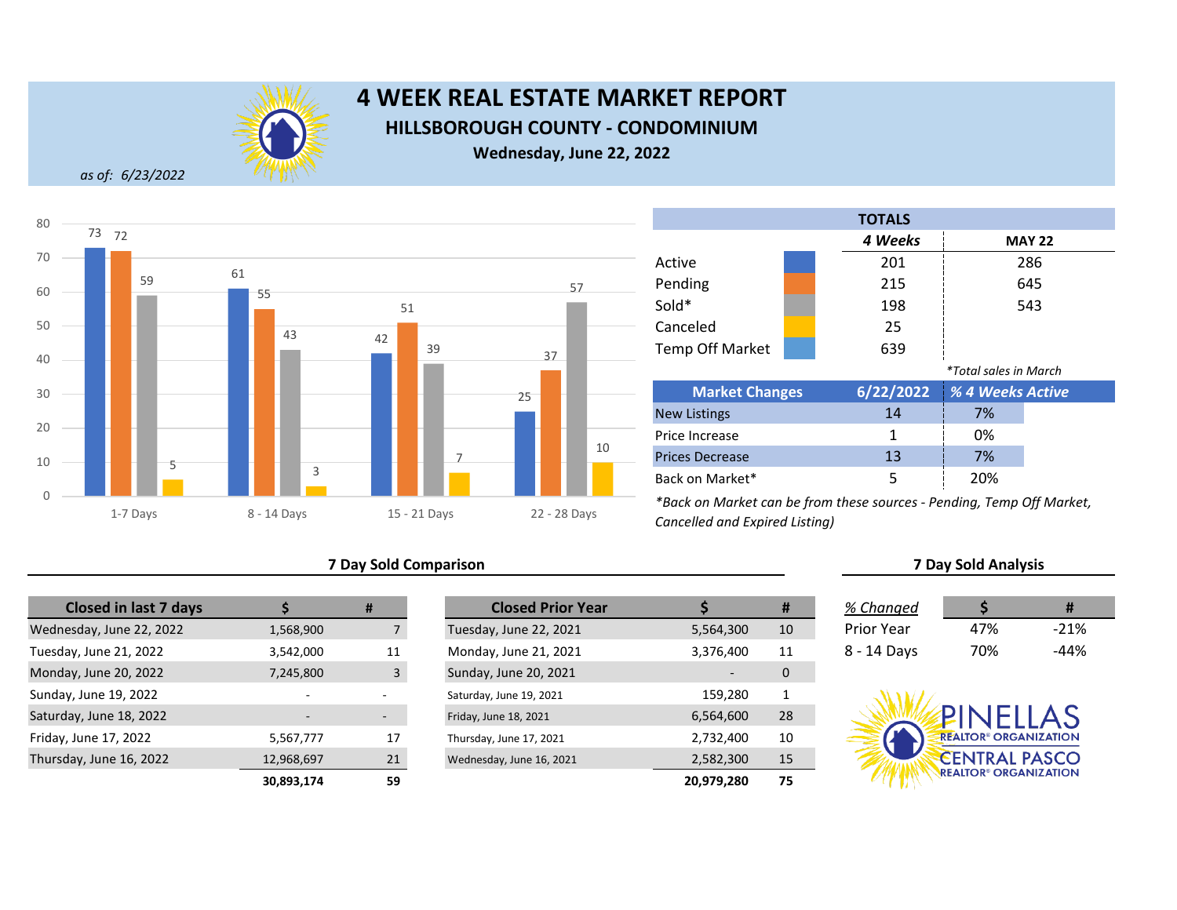# 4 WEEK REAL ESTATE MARKET REPORT

## HILLSBOROUGH COUNTY - CONDOMINIUM

**Wednesday, June 22, 2022**

*as of: 6/23/2022*

| | 1-7 Days | 8 - 14 Days | 15 - 21 Days | 22 - 28 Days |
|---|---|---|---|---|
| Active | 73 | 61 | 42 | 25 |
| Pending | 72 | 55 | 51 | 37 |
| Sold | 59 | 43 | 39 | 57 |
| Canceled | 5 | 3 | 7 | 10 |

| TOTALS | 4 Weeks | MAY 22 |
|---|---|---|
| Active | 201 | 286 |
| Pending | 215 | 645 |
| Sold* | 198 | 543 |
| Canceled | 25 | |
| Temp Off Market | 639 | |

*\*Total sales in March*

| Market Changes | 6/22/2022 | % 4 Weeks Active |
|---|---|---|
| New Listings | 14 | 7% |
| Price Increase | 1 | 0% |
| Prices Decrease | 13 | 7% |
| Back on Market* | 5 | 20% |

*\*Back on Market can be from these sources - Pending, Temp Off Market, Cancelled and Expired Listing)*

### 7 Day Sold Comparison

| Closed in last 7 days | $ | # |
|---|---|---|
| Wednesday, June 22, 2022 | 1,568,900 | 7 |
| Tuesday, June 21, 2022 | 3,542,000 | 11 |
| Monday, June 20, 2022 | 7,245,800 | 3 |
| Sunday, June 19, 2022 | - | - |
| Saturday, June 18, 2022 | - | - |
| Friday, June 17, 2022 | 5,567,777 | 17 |
| Thursday, June 16, 2022 | 12,968,697 | 21 |
| | **30,893,174** | **59** |

| Closed Prior Year | $ | # |
|---|---|---|
| Tuesday, June 22, 2021 | 5,564,300 | 10 |
| Monday, June 21, 2021 | 3,376,400 | 11 |
| Sunday, June 20, 2021 | - | 0 |
| Saturday, June 19, 2021 | 159,280 | 1 |
| Friday, June 18, 2021 | 6,564,600 | 28 |
| Thursday, June 17, 2021 | 2,732,400 | 10 |
| Wednesday, June 16, 2021 | 2,582,300 | 15 |
| | **20,979,280** | **75** |

### 7 Day Sold Analysis

| *% Changed* | $ | # |
|---|---|---|
| Prior Year | 47% | -21% |
| 8 - 14 Days | 70% | -44% |

PINELLAS REALTOR® ORGANIZATION
CENTRAL PASCO REALTOR® ORGANIZATION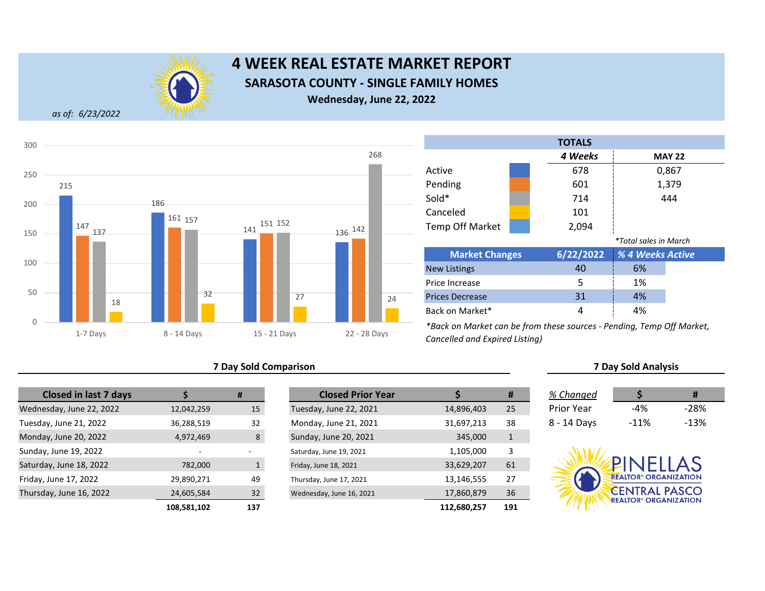# 4 WEEK REAL ESTATE MARKET REPORT

## SARASOTA COUNTY - SINGLE FAMILY HOMES

**Wednesday, June 22, 2022**

*as of: 6/23/2022*

| | 1-7 Days | 8 - 14 Days | 15 - 21 Days | 22 - 28 Days |
|---|---|---|---|---|
| Active | 215 | 186 | 141 | 136 |
| Pending | 147 | 161 | 151 | 142 |
| Sold | 137 | 157 | 152 | 268 |
| Canceled | 18 | 32 | 27 | 24 |

**TOTALS**

| | 4 Weeks | MAY 22 |
|---|---|---|
| Active | 678 | 0,867 |
| Pending | 601 | 1,379 |
| Sold* | 714 | 444 |
| Canceled | 101 | |
| Temp Off Market | 2,094 | |

*Total sales in March

| Market Changes | 6/22/2022 | % 4 Weeks Active |
|---|---|---|
| New Listings | 40 | 6% |
| Price Increase | 5 | 1% |
| Prices Decrease | 31 | 4% |
| Back on Market* | 4 | 4% |

*Back on Market can be from these sources - Pending, Temp Off Market, Cancelled and Expired Listing)*

### 7 Day Sold Comparison

| Closed in last 7 days | $ | # |
|---|---|---|
| Wednesday, June 22, 2022 | 12,042,259 | 15 |
| Tuesday, June 21, 2022 | 36,288,519 | 32 |
| Monday, June 20, 2022 | 4,972,469 | 8 |
| Sunday, June 19, 2022 | - | - |
| Saturday, June 18, 2022 | 782,000 | 1 |
| Friday, June 17, 2022 | 29,890,271 | 49 |
| Thursday, June 16, 2022 | 24,605,584 | 32 |
| | **108,581,102** | **137** |

| Closed Prior Year | $ | # |
|---|---|---|
| Tuesday, June 22, 2021 | 14,896,403 | 25 |
| Monday, June 21, 2021 | 31,697,213 | 38 |
| Sunday, June 20, 2021 | 345,000 | 1 |
| Saturday, June 19, 2021 | 1,105,000 | 3 |
| Friday, June 18, 2021 | 33,629,207 | 61 |
| Thursday, June 17, 2021 | 13,146,555 | 27 |
| Wednesday, June 16, 2021 | 17,860,879 | 36 |
| | **112,680,257** | **191** |

### 7 Day Sold Analysis

| % Changed | $ | # |
|---|---|---|
| Prior Year | -4% | -28% |
| 8 - 14 Days | -11% | -13% |

PINELLAS REALTOR® ORGANIZATION
CENTRAL PASCO REALTOR® ORGANIZATION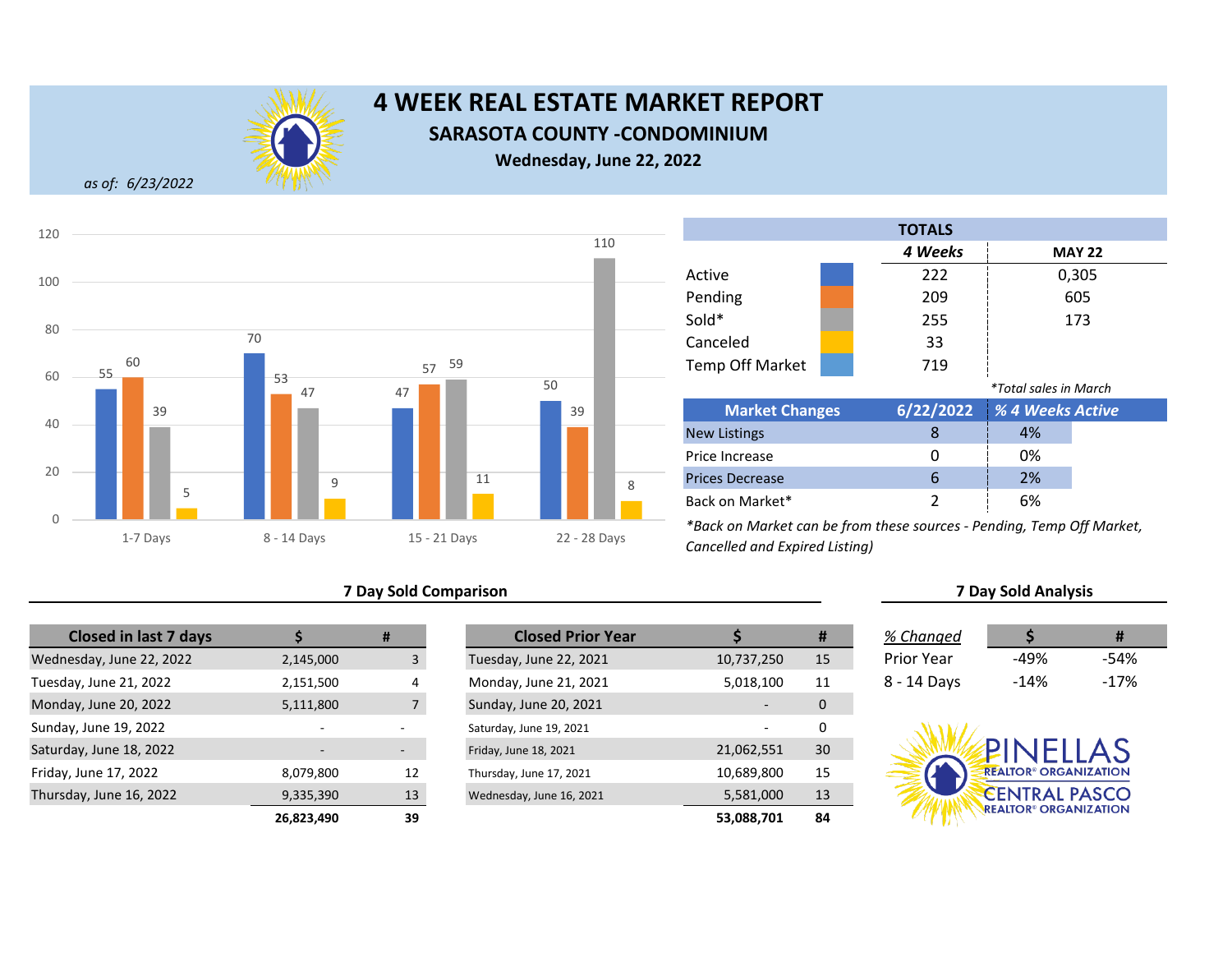# 4 WEEK REAL ESTATE MARKET REPORT

## SARASOTA COUNTY -CONDOMINIUM

**Wednesday, June 22, 2022**

*as of: 6/23/2022*

| | Active | Pending | Sold | Canceled |
|---|---|---|---|---|
| 1-7 Days | 55 | 60 | 39 | 5 |
| 8 - 14 Days | 70 | 53 | 47 | 9 |
| 15 - 21 Days | 47 | 57 | 59 | 11 |
| 22 - 28 Days | 50 | 39 | 110 | 8 |

| TOTALS | 4 Weeks | MAY 22 |
|---|---|---|
| Active | 222 | 0,305 |
| Pending | 209 | 605 |
| Sold* | 255 | 173 |
| Canceled | 33 | |
| Temp Off Market | 719 | |

*Total sales in March

| Market Changes | 6/22/2022 | % 4 Weeks Active |
|---|---|---|
| New Listings | 8 | 4% |
| Price Increase | 0 | 0% |
| Prices Decrease | 6 | 2% |
| Back on Market* | 2 | 6% |

*Back on Market can be from these sources - Pending, Temp Off Market, Cancelled and Expired Listing)

### 7 Day Sold Comparison

| Closed in last 7 days | $ | # |
|---|---|---|
| Wednesday, June 22, 2022 | 2,145,000 | 3 |
| Tuesday, June 21, 2022 | 2,151,500 | 4 |
| Monday, June 20, 2022 | 5,111,800 | 7 |
| Sunday, June 19, 2022 | - | - |
| Saturday, June 18, 2022 | - | - |
| Friday, June 17, 2022 | 8,079,800 | 12 |
| Thursday, June 16, 2022 | 9,335,390 | 13 |
| | **26,823,490** | **39** |

| Closed Prior Year | $ | # |
|---|---|---|
| Tuesday, June 22, 2021 | 10,737,250 | 15 |
| Monday, June 21, 2021 | 5,018,100 | 11 |
| Sunday, June 20, 2021 | - | 0 |
| Saturday, June 19, 2021 | - | 0 |
| Friday, June 18, 2021 | 21,062,551 | 30 |
| Thursday, June 17, 2021 | 10,689,800 | 15 |
| Wednesday, June 16, 2021 | 5,581,000 | 13 |
| | **53,088,701** | **84** |

### 7 Day Sold Analysis

| % Changed | $ | # |
|---|---|---|
| Prior Year | -49% | -54% |
| 8 - 14 Days | -14% | -17% |

PINELLAS REALTOR® ORGANIZATION
CENTRAL PASCO REALTOR® ORGANIZATION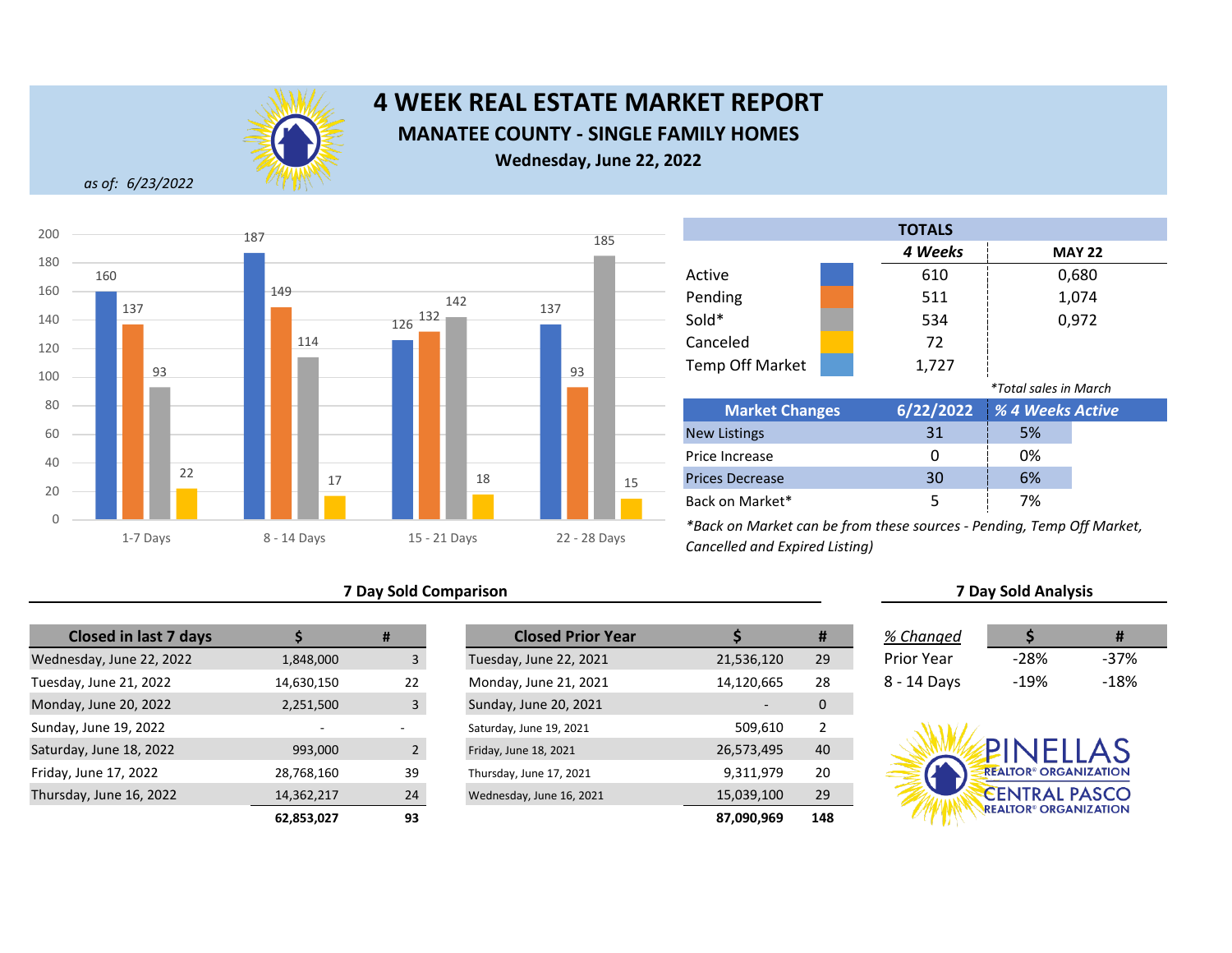# 4 WEEK REAL ESTATE MARKET REPORT

## MANATEE COUNTY - SINGLE FAMILY HOMES

**Wednesday, June 22, 2022**

*as of: 6/23/2022*

| | 1-7 Days | 8 - 14 Days | 15 - 21 Days | 22 - 28 Days |
|---|---|---|---|---|
| Active | 160 | 187 | 126 | 137 |
| Pending | 137 | 149 | 132 | 93 |
| Sold | 93 | 114 | 142 | 185 |
| Canceled | 22 | 17 | 18 | 15 |

| TOTALS | 4 Weeks | MAY 22 |
|---|---|---|
| Active | 610 | 0,680 |
| Pending | 511 | 1,074 |
| Sold* | 534 | 0,972 |
| Canceled | 72 | |
| Temp Off Market | 1,727 | |

*Total sales in March

| Market Changes | 6/22/2022 | % 4 Weeks Active |
|---|---|---|
| New Listings | 31 | 5% |
| Price Increase | 0 | 0% |
| Prices Decrease | 30 | 6% |
| Back on Market* | 5 | 7% |

*\*Back on Market can be from these sources - Pending, Temp Off Market, Cancelled and Expired Listing)*

### 7 Day Sold Comparison

| Closed in last 7 days | $ | # |
|---|---|---|
| Wednesday, June 22, 2022 | 1,848,000 | 3 |
| Tuesday, June 21, 2022 | 14,630,150 | 22 |
| Monday, June 20, 2022 | 2,251,500 | 3 |
| Sunday, June 19, 2022 | - | - |
| Saturday, June 18, 2022 | 993,000 | 2 |
| Friday, June 17, 2022 | 28,768,160 | 39 |
| Thursday, June 16, 2022 | 14,362,217 | 24 |
| | **62,853,027** | **93** |

| Closed Prior Year | $ | # |
|---|---|---|
| Tuesday, June 22, 2021 | 21,536,120 | 29 |
| Monday, June 21, 2021 | 14,120,665 | 28 |
| Sunday, June 20, 2021 | - | 0 |
| Saturday, June 19, 2021 | 509,610 | 2 |
| Friday, June 18, 2021 | 26,573,495 | 40 |
| Thursday, June 17, 2021 | 9,311,979 | 20 |
| Wednesday, June 16, 2021 | 15,039,100 | 29 |
| | **87,090,969** | **148** |

### 7 Day Sold Analysis

| % Changed | $ | # |
|---|---|---|
| Prior Year | -28% | -37% |
| 8 - 14 Days | -19% | -18% |

PINELLAS REALTOR® ORGANIZATION
CENTRAL PASCO REALTOR® ORGANIZATION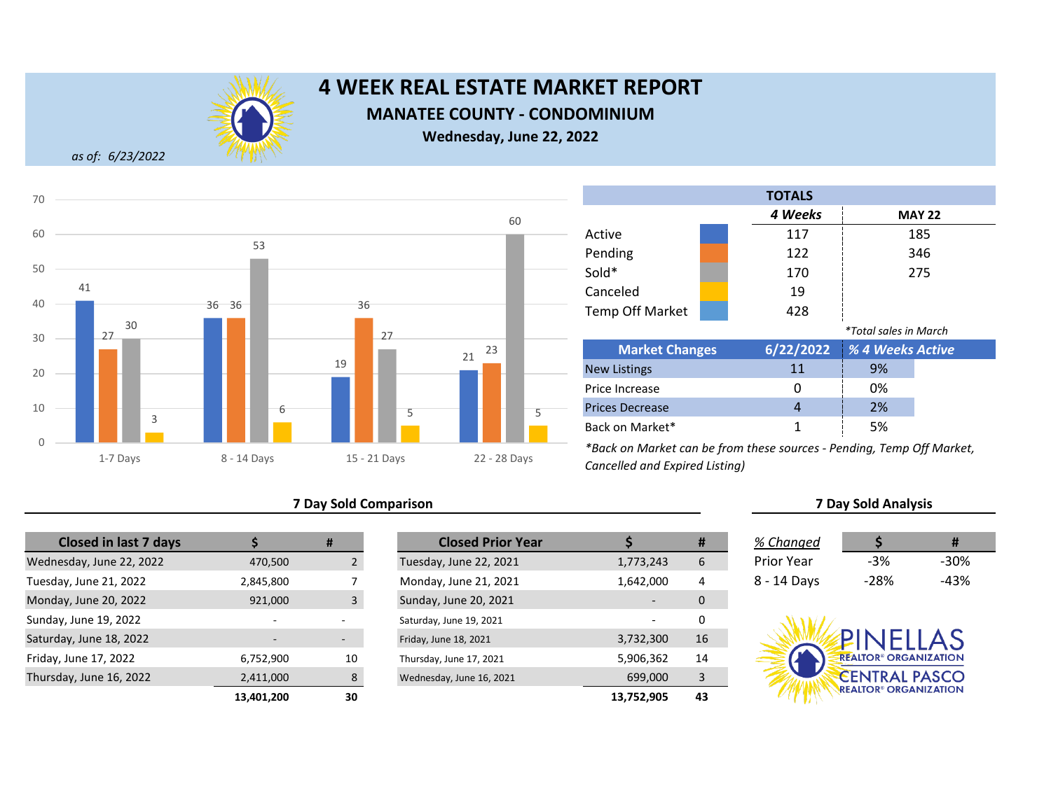# 4 WEEK REAL ESTATE MARKET REPORT

## MANATEE COUNTY - CONDOMINIUM

**Wednesday, June 22, 2022**

*as of: 6/23/2022*

70
60
50
40
30
20
10
0

41 27 30 3
36 36 53 6
19 36 27 5
21 23 60 5

1-7 Days
8 - 14 Days
15 - 21 Days
22 - 28 Days

| TOTALS | 4 Weeks | MAY 22 |
|---|---|---|
| Active | 117 | 185 |
| Pending | 122 | 346 |
| Sold* | 170 | 275 |
| Canceled | 19 | |
| Temp Off Market | 428 | |

*\*Total sales in March*

| Market Changes | 6/22/2022 | % 4 Weeks Active |
|---|---|---|
| New Listings | 11 | 9% |
| Price Increase | 0 | 0% |
| Prices Decrease | 4 | 2% |
| Back on Market* | 1 | 5% |

*\*Back on Market can be from these sources - Pending, Temp Off Market, Cancelled and Expired Listing)*

### 7 Day Sold Comparison

| Closed in last 7 days | $ | # |
|---|---|---|
| Wednesday, June 22, 2022 | 470,500 | 2 |
| Tuesday, June 21, 2022 | 2,845,800 | 7 |
| Monday, June 20, 2022 | 921,000 | 3 |
| Sunday, June 19, 2022 | - | - |
| Saturday, June 18, 2022 | - | - |
| Friday, June 17, 2022 | 6,752,900 | 10 |
| Thursday, June 16, 2022 | 2,411,000 | 8 |
| | **13,401,200** | **30** |

| Closed Prior Year | $ | # |
|---|---|---|
| Tuesday, June 22, 2021 | 1,773,243 | 6 |
| Monday, June 21, 2021 | 1,642,000 | 4 |
| Sunday, June 20, 2021 | - | 0 |
| Saturday, June 19, 2021 | - | 0 |
| Friday, June 18, 2021 | 3,732,300 | 16 |
| Thursday, June 17, 2021 | 5,906,362 | 14 |
| Wednesday, June 16, 2021 | 699,000 | 3 |
| | **13,752,905** | **43** |

### 7 Day Sold Analysis

| % Changed | $ | # |
|---|---|---|
| Prior Year | -3% | -30% |
| 8 - 14 Days | -28% | -43% |

PINELLAS REALTOR® ORGANIZATION
CENTRAL PASCO REALTOR® ORGANIZATION